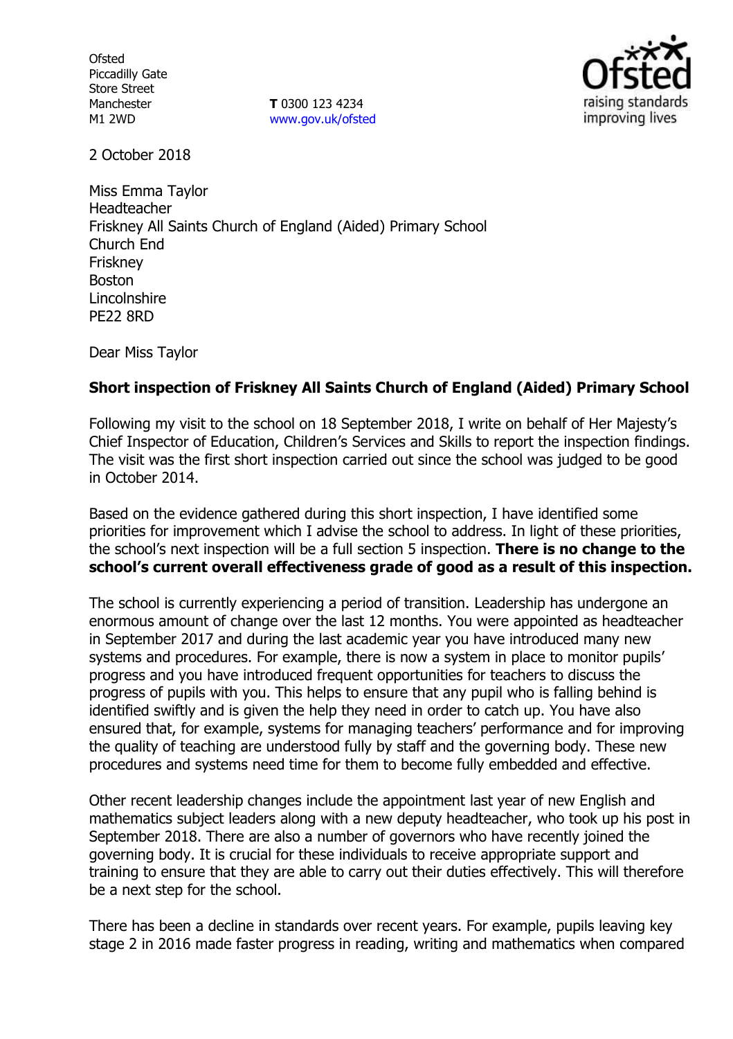Ofsted
Piccadilly Gate
Store Street
Manchester
M1 2WD

**T** 0300 123 4234
www.gov.uk/ofsted

2 October 2018

Miss Emma Taylor
Headteacher
Friskney All Saints Church of England (Aided) Primary School
Church End
Friskney
Boston
Lincolnshire
PE22 8RD

Dear Miss Taylor

**Short inspection of Friskney All Saints Church of England (Aided) Primary School**

Following my visit to the school on 18 September 2018, I write on behalf of Her Majesty's Chief Inspector of Education, Children's Services and Skills to report the inspection findings. The visit was the first short inspection carried out since the school was judged to be good in October 2014.

Based on the evidence gathered during this short inspection, I have identified some priorities for improvement which I advise the school to address. In light of these priorities, the school's next inspection will be a full section 5 inspection. **There is no change to the school's current overall effectiveness grade of good as a result of this inspection.**

The school is currently experiencing a period of transition. Leadership has undergone an enormous amount of change over the last 12 months. You were appointed as headteacher in September 2017 and during the last academic year you have introduced many new systems and procedures. For example, there is now a system in place to monitor pupils' progress and you have introduced frequent opportunities for teachers to discuss the progress of pupils with you. This helps to ensure that any pupil who is falling behind is identified swiftly and is given the help they need in order to catch up. You have also ensured that, for example, systems for managing teachers' performance and for improving the quality of teaching are understood fully by staff and the governing body. These new procedures and systems need time for them to become fully embedded and effective.

Other recent leadership changes include the appointment last year of new English and mathematics subject leaders along with a new deputy headteacher, who took up his post in September 2018. There are also a number of governors who have recently joined the governing body. It is crucial for these individuals to receive appropriate support and training to ensure that they are able to carry out their duties effectively. This will therefore be a next step for the school.

There has been a decline in standards over recent years. For example, pupils leaving key stage 2 in 2016 made faster progress in reading, writing and mathematics when compared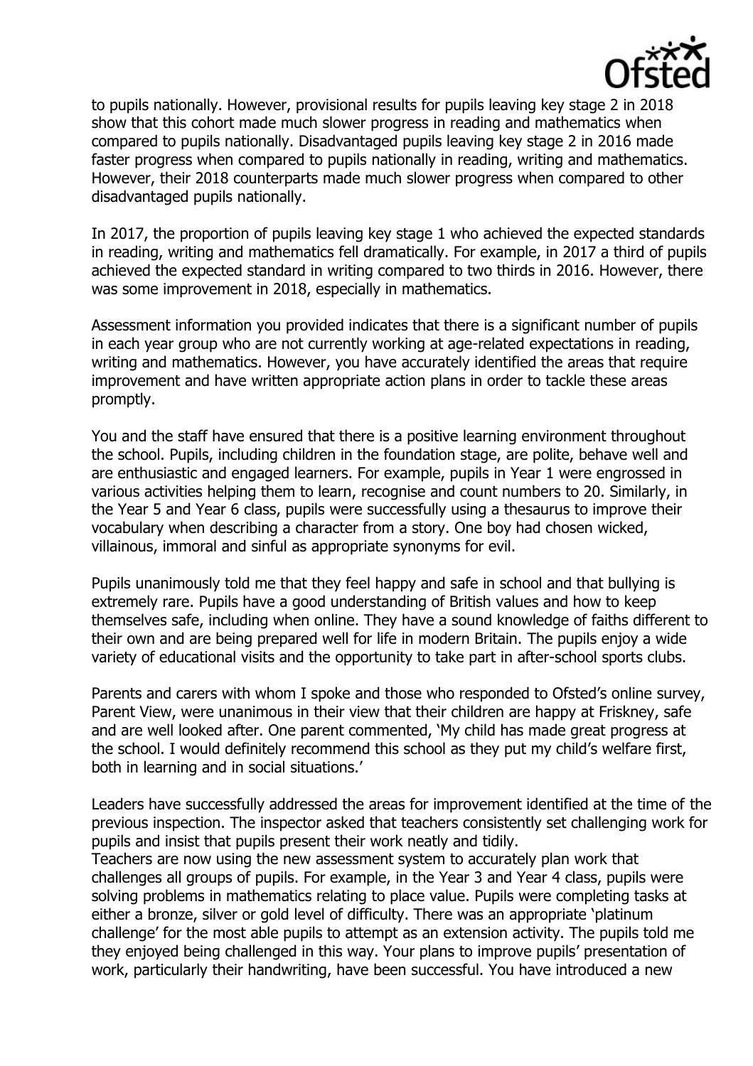to pupils nationally. However, provisional results for pupils leaving key stage 2 in 2018 show that this cohort made much slower progress in reading and mathematics when compared to pupils nationally. Disadvantaged pupils leaving key stage 2 in 2016 made faster progress when compared to pupils nationally in reading, writing and mathematics. However, their 2018 counterparts made much slower progress when compared to other disadvantaged pupils nationally.

In 2017, the proportion of pupils leaving key stage 1 who achieved the expected standards in reading, writing and mathematics fell dramatically. For example, in 2017 a third of pupils achieved the expected standard in writing compared to two thirds in 2016. However, there was some improvement in 2018, especially in mathematics.

Assessment information you provided indicates that there is a significant number of pupils in each year group who are not currently working at age-related expectations in reading, writing and mathematics. However, you have accurately identified the areas that require improvement and have written appropriate action plans in order to tackle these areas promptly.

You and the staff have ensured that there is a positive learning environment throughout the school. Pupils, including children in the foundation stage, are polite, behave well and are enthusiastic and engaged learners. For example, pupils in Year 1 were engrossed in various activities helping them to learn, recognise and count numbers to 20. Similarly, in the Year 5 and Year 6 class, pupils were successfully using a thesaurus to improve their vocabulary when describing a character from a story. One boy had chosen wicked, villainous, immoral and sinful as appropriate synonyms for evil.

Pupils unanimously told me that they feel happy and safe in school and that bullying is extremely rare. Pupils have a good understanding of British values and how to keep themselves safe, including when online. They have a sound knowledge of faiths different to their own and are being prepared well for life in modern Britain. The pupils enjoy a wide variety of educational visits and the opportunity to take part in after-school sports clubs.

Parents and carers with whom I spoke and those who responded to Ofsted's online survey, Parent View, were unanimous in their view that their children are happy at Friskney, safe and are well looked after. One parent commented, 'My child has made great progress at the school. I would definitely recommend this school as they put my child's welfare first, both in learning and in social situations.'

Leaders have successfully addressed the areas for improvement identified at the time of the previous inspection. The inspector asked that teachers consistently set challenging work for pupils and insist that pupils present their work neatly and tidily.
Teachers are now using the new assessment system to accurately plan work that challenges all groups of pupils. For example, in the Year 3 and Year 4 class, pupils were solving problems in mathematics relating to place value. Pupils were completing tasks at either a bronze, silver or gold level of difficulty. There was an appropriate 'platinum challenge' for the most able pupils to attempt as an extension activity. The pupils told me they enjoyed being challenged in this way. Your plans to improve pupils' presentation of work, particularly their handwriting, have been successful. You have introduced a new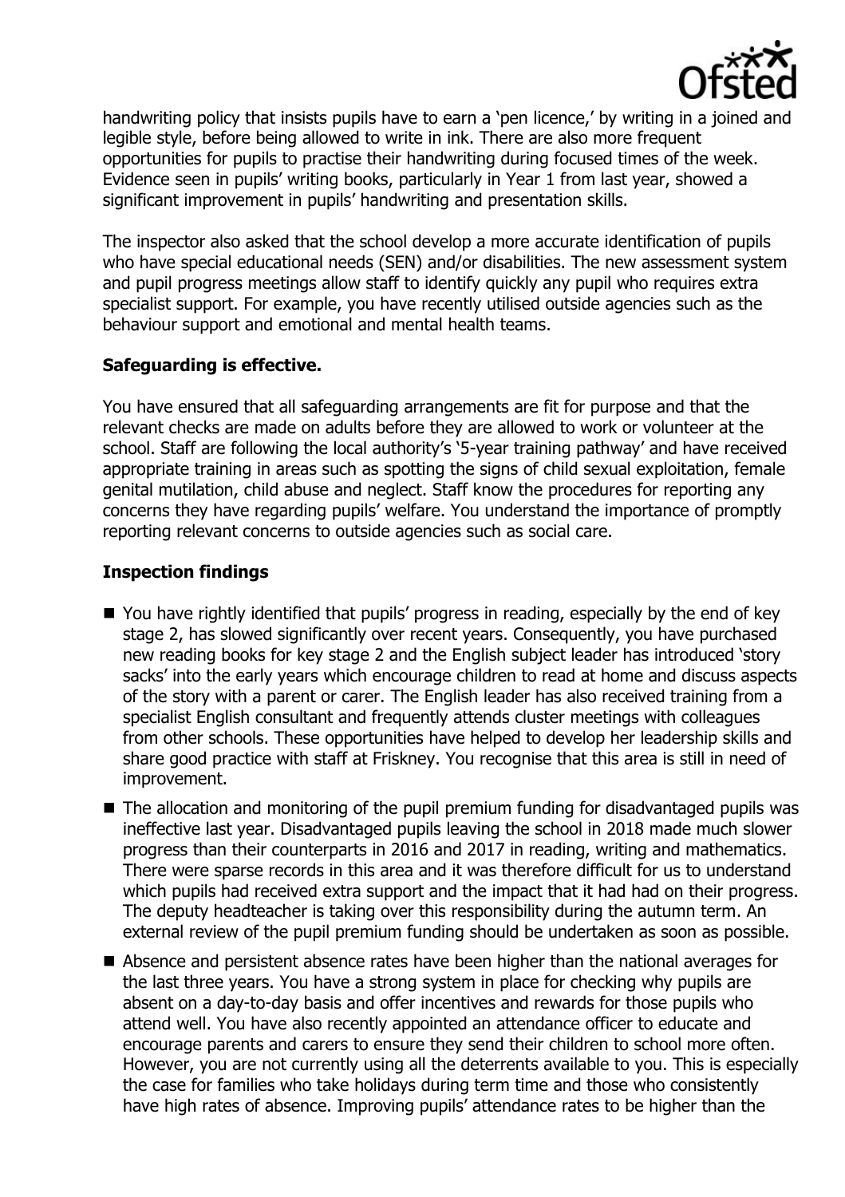handwriting policy that insists pupils have to earn a 'pen licence,' by writing in a joined and legible style, before being allowed to write in ink. There are also more frequent opportunities for pupils to practise their handwriting during focused times of the week. Evidence seen in pupils' writing books, particularly in Year 1 from last year, showed a significant improvement in pupils' handwriting and presentation skills.

The inspector also asked that the school develop a more accurate identification of pupils who have special educational needs (SEN) and/or disabilities. The new assessment system and pupil progress meetings allow staff to identify quickly any pupil who requires extra specialist support. For example, you have recently utilised outside agencies such as the behaviour support and emotional and mental health teams.

## Safeguarding is effective.

You have ensured that all safeguarding arrangements are fit for purpose and that the relevant checks are made on adults before they are allowed to work or volunteer at the school. Staff are following the local authority's '5-year training pathway' and have received appropriate training in areas such as spotting the signs of child sexual exploitation, female genital mutilation, child abuse and neglect. Staff know the procedures for reporting any concerns they have regarding pupils' welfare. You understand the importance of promptly reporting relevant concerns to outside agencies such as social care.

## Inspection findings

- You have rightly identified that pupils' progress in reading, especially by the end of key stage 2, has slowed significantly over recent years. Consequently, you have purchased new reading books for key stage 2 and the English subject leader has introduced 'story sacks' into the early years which encourage children to read at home and discuss aspects of the story with a parent or carer. The English leader has also received training from a specialist English consultant and frequently attends cluster meetings with colleagues from other schools. These opportunities have helped to develop her leadership skills and share good practice with staff at Friskney. You recognise that this area is still in need of improvement.
- The allocation and monitoring of the pupil premium funding for disadvantaged pupils was ineffective last year. Disadvantaged pupils leaving the school in 2018 made much slower progress than their counterparts in 2016 and 2017 in reading, writing and mathematics. There were sparse records in this area and it was therefore difficult for us to understand which pupils had received extra support and the impact that it had had on their progress. The deputy headteacher is taking over this responsibility during the autumn term. An external review of the pupil premium funding should be undertaken as soon as possible.
- Absence and persistent absence rates have been higher than the national averages for the last three years. You have a strong system in place for checking why pupils are absent on a day-to-day basis and offer incentives and rewards for those pupils who attend well. You have also recently appointed an attendance officer to educate and encourage parents and carers to ensure they send their children to school more often. However, you are not currently using all the deterrents available to you. This is especially the case for families who take holidays during term time and those who consistently have high rates of absence. Improving pupils' attendance rates to be higher than the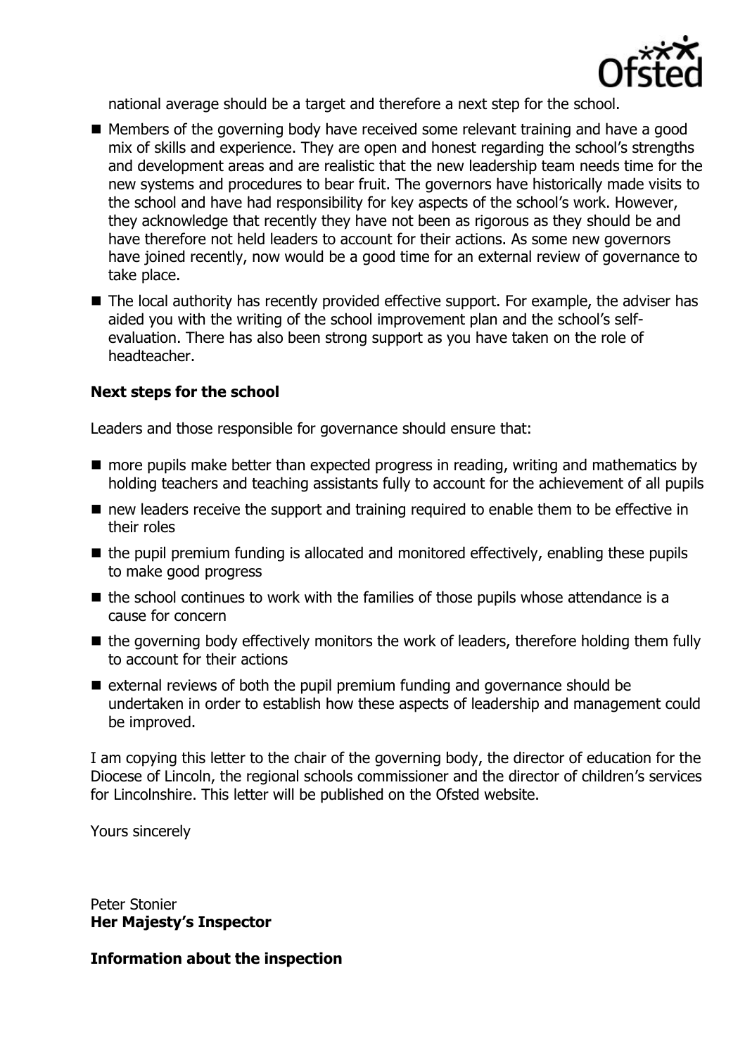national average should be a target and therefore a next step for the school.

- Members of the governing body have received some relevant training and have a good mix of skills and experience. They are open and honest regarding the school's strengths and development areas and are realistic that the new leadership team needs time for the new systems and procedures to bear fruit. The governors have historically made visits to the school and have had responsibility for key aspects of the school's work. However, they acknowledge that recently they have not been as rigorous as they should be and have therefore not held leaders to account for their actions. As some new governors have joined recently, now would be a good time for an external review of governance to take place.
- The local authority has recently provided effective support. For example, the adviser has aided you with the writing of the school improvement plan and the school's self-evaluation. There has also been strong support as you have taken on the role of headteacher.

**Next steps for the school**

Leaders and those responsible for governance should ensure that:

- more pupils make better than expected progress in reading, writing and mathematics by holding teachers and teaching assistants fully to account for the achievement of all pupils
- new leaders receive the support and training required to enable them to be effective in their roles
- the pupil premium funding is allocated and monitored effectively, enabling these pupils to make good progress
- the school continues to work with the families of those pupils whose attendance is a cause for concern
- the governing body effectively monitors the work of leaders, therefore holding them fully to account for their actions
- external reviews of both the pupil premium funding and governance should be undertaken in order to establish how these aspects of leadership and management could be improved.

I am copying this letter to the chair of the governing body, the director of education for the Diocese of Lincoln, the regional schools commissioner and the director of children's services for Lincolnshire. This letter will be published on the Ofsted website.

Yours sincerely

Peter Stonier
**Her Majesty's Inspector**

**Information about the inspection**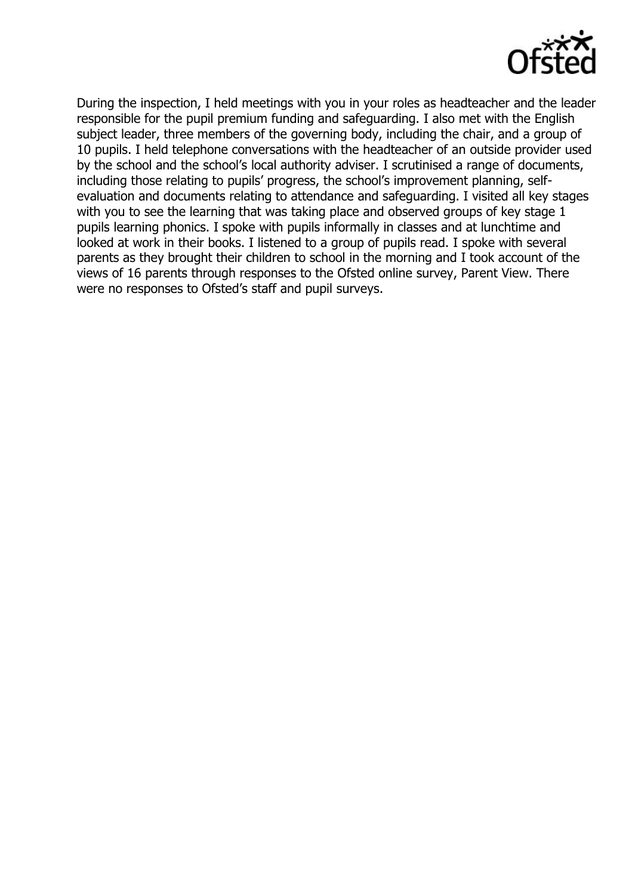During the inspection, I held meetings with you in your roles as headteacher and the leader responsible for the pupil premium funding and safeguarding. I also met with the English subject leader, three members of the governing body, including the chair, and a group of 10 pupils. I held telephone conversations with the headteacher of an outside provider used by the school and the school's local authority adviser. I scrutinised a range of documents, including those relating to pupils' progress, the school's improvement planning, self-evaluation and documents relating to attendance and safeguarding. I visited all key stages with you to see the learning that was taking place and observed groups of key stage 1 pupils learning phonics. I spoke with pupils informally in classes and at lunchtime and looked at work in their books. I listened to a group of pupils read. I spoke with several parents as they brought their children to school in the morning and I took account of the views of 16 parents through responses to the Ofsted online survey, Parent View. There were no responses to Ofsted's staff and pupil surveys.